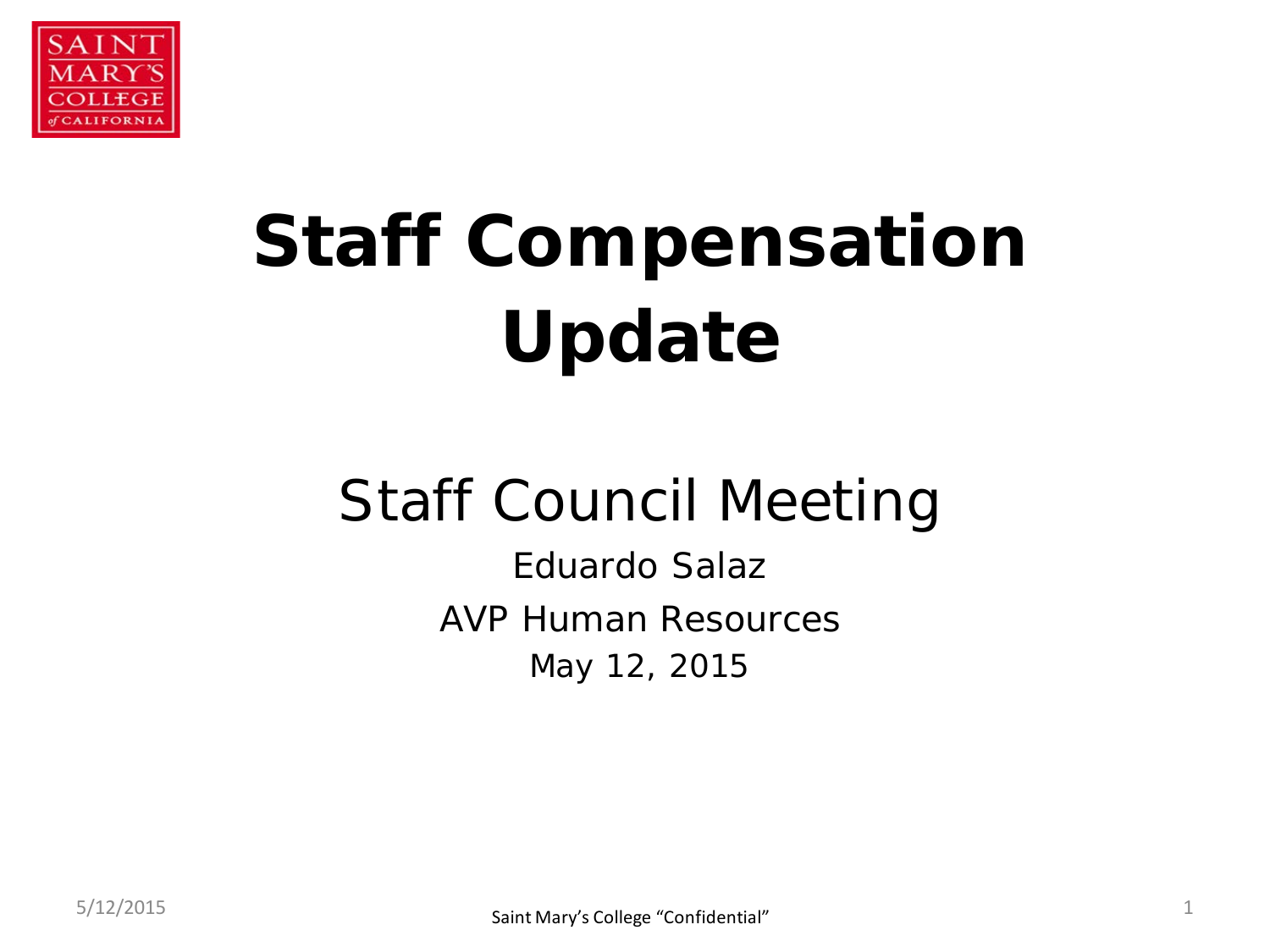SAINT MARY'S COLLEGE of CALIFORNIA

# Staff Compensation Update

## Staff Council Meeting

Eduardo Salaz

AVP Human Resources

May 12, 2015

Saint Mary's College "Confidential"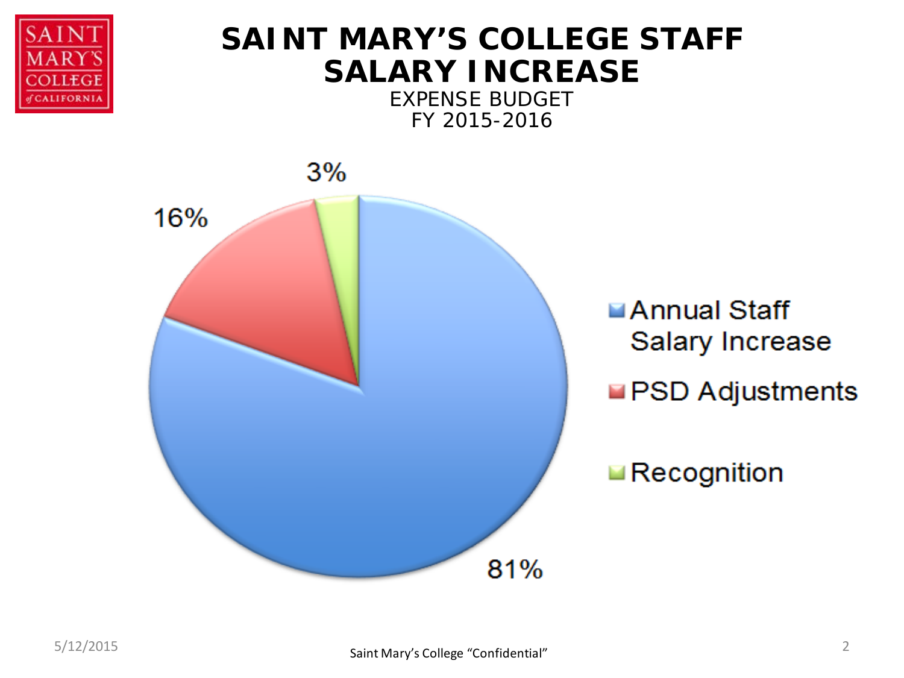# SAINT MARY'S COLLEGE STAFF SALARY INCREASE

EXPENSE BUDGET
FY 2015-2016

| Category | Percentage |
| --- | --- |
| Annual Staff Salary Increase | 81% |
| PSD Adjustments | 16% |
| Recognition | 3% |

Saint Mary's College "Confidential"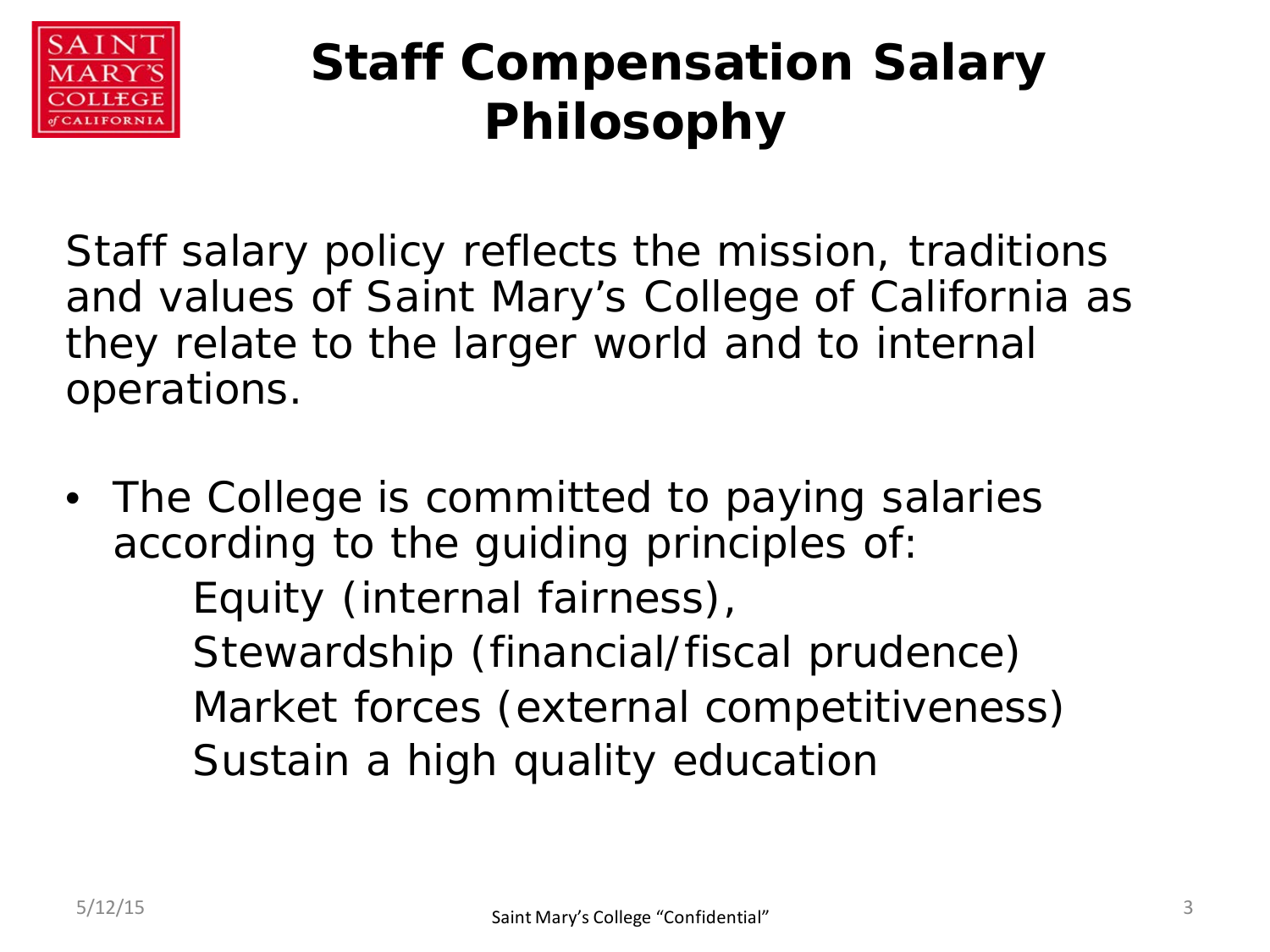# Staff Compensation Salary Philosophy

Staff salary policy reflects the mission, traditions and values of Saint Mary's College of California as they relate to the larger world and to internal operations.

- The College is committed to paying salaries according to the guiding principles of:
  - Equity (internal fairness),
  - Stewardship (financial/fiscal prudence)
  - Market forces (external competitiveness)
  - Sustain a high quality education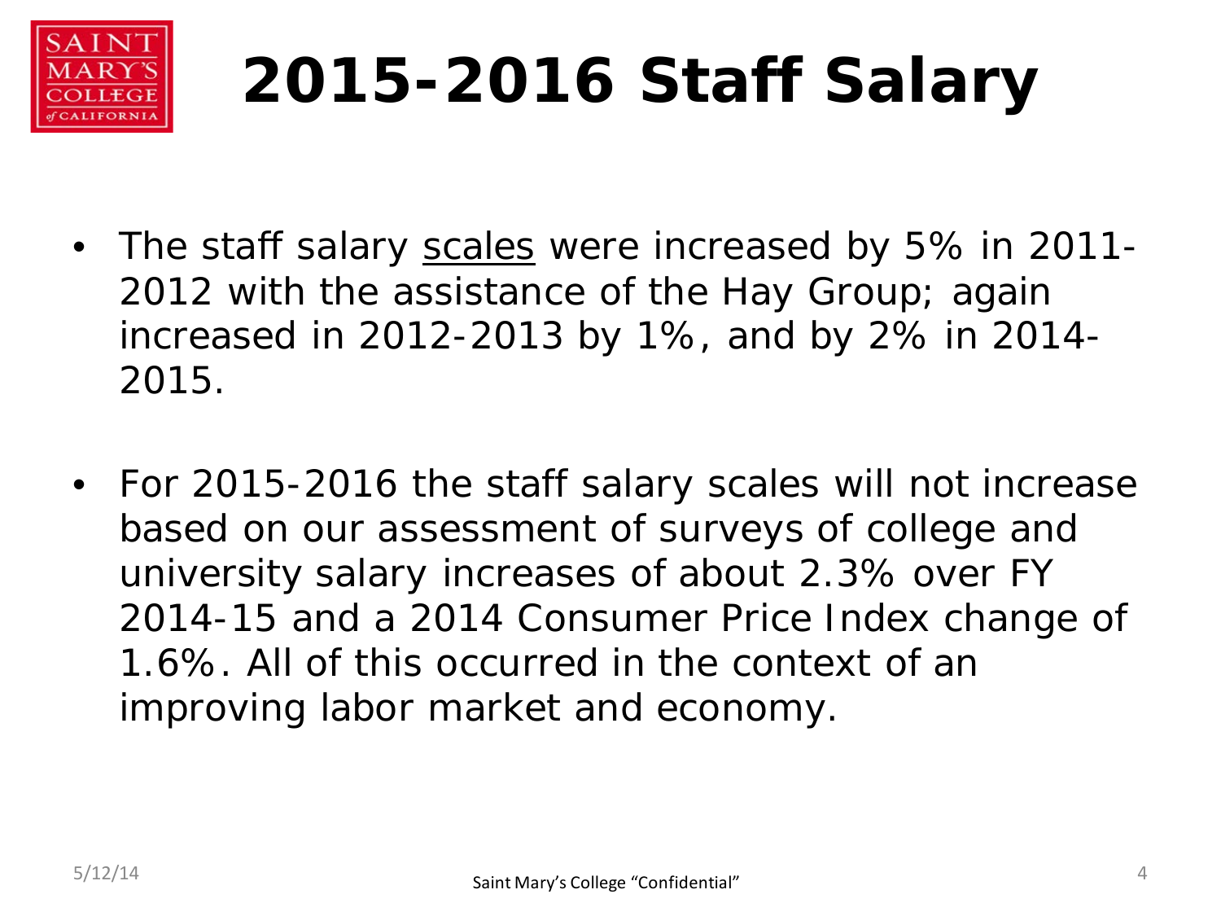# 2015-2016 Staff Salary

- The staff salary <u>scales</u> were increased by 5% in 2011-2012 with the assistance of the Hay Group; again increased in 2012-2013 by 1%, and by 2% in 2014-2015.

- For 2015-2016 the staff salary scales will not increase based on our assessment of surveys of college and university salary increases of about 2.3% over FY 2014-15 and a 2014 Consumer Price Index change of 1.6%. All of this occurred in the context of an improving labor market and economy.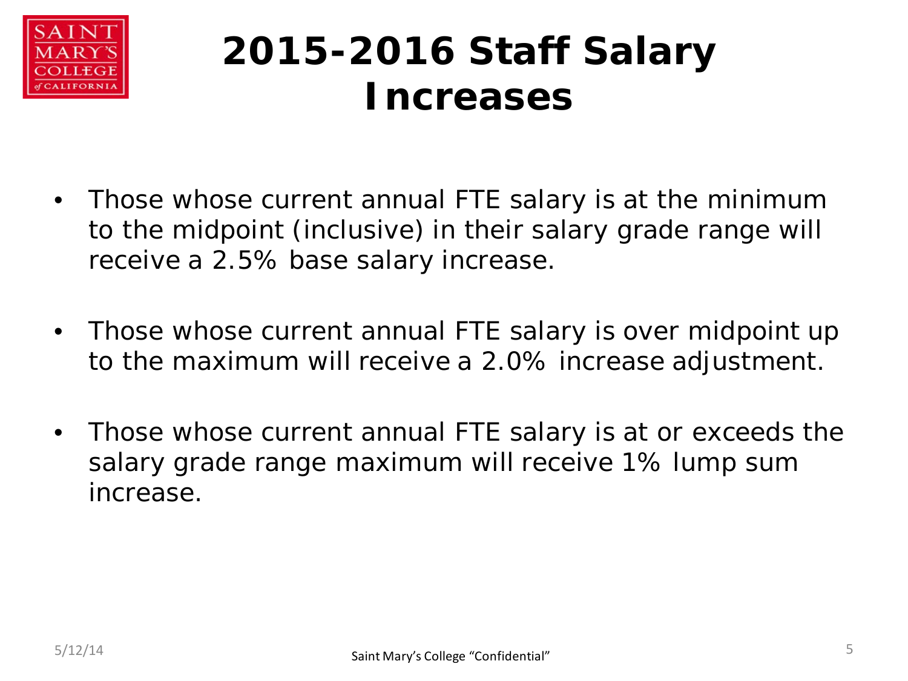# 2015-2016 Staff Salary Increases

- Those whose current annual FTE salary is at the minimum to the midpoint (inclusive) in their salary grade range will receive a 2.5% base salary increase.
- Those whose current annual FTE salary is over midpoint up to the maximum will receive a 2.0% increase adjustment.
- Those whose current annual FTE salary is at or exceeds the salary grade range maximum will receive 1% lump sum increase.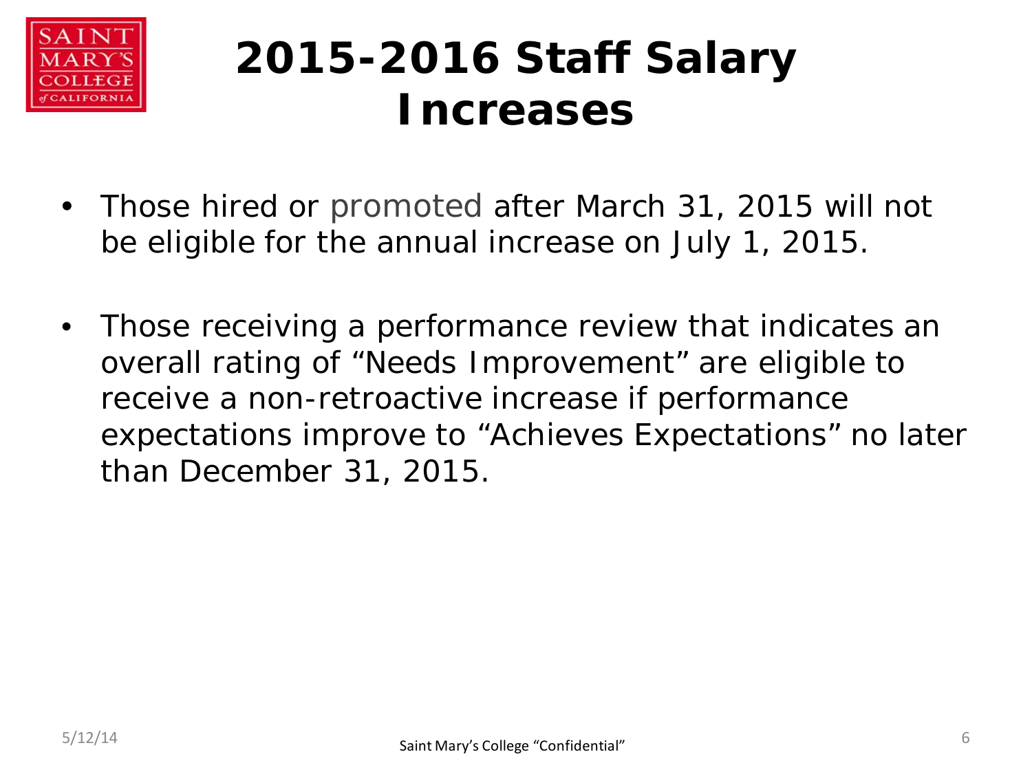# 2015-2016 Staff Salary Increases

- Those hired or promoted after March 31, 2015 will not be eligible for the annual increase on July 1, 2015.
- Those receiving a performance review that indicates an overall rating of "Needs Improvement" are eligible to receive a non-retroactive increase if performance expectations improve to "Achieves Expectations" no later than December 31, 2015.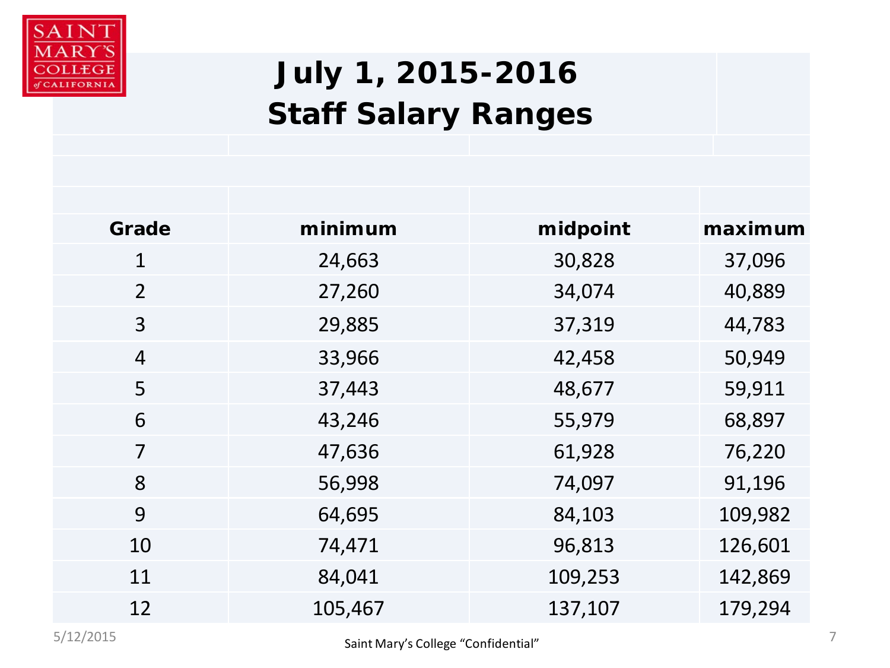# July 1, 2015-2016
## Staff Salary Ranges

| Grade | minimum | midpoint | maximum |
|---|---|---|---|
| 1 | 24,663 | 30,828 | 37,096 |
| 2 | 27,260 | 34,074 | 40,889 |
| 3 | 29,885 | 37,319 | 44,783 |
| 4 | 33,966 | 42,458 | 50,949 |
| 5 | 37,443 | 48,677 | 59,911 |
| 6 | 43,246 | 55,979 | 68,897 |
| 7 | 47,636 | 61,928 | 76,220 |
| 8 | 56,998 | 74,097 | 91,196 |
| 9 | 64,695 | 84,103 | 109,982 |
| 10 | 74,471 | 96,813 | 126,601 |
| 11 | 84,041 | 109,253 | 142,869 |
| 12 | 105,467 | 137,107 | 179,294 |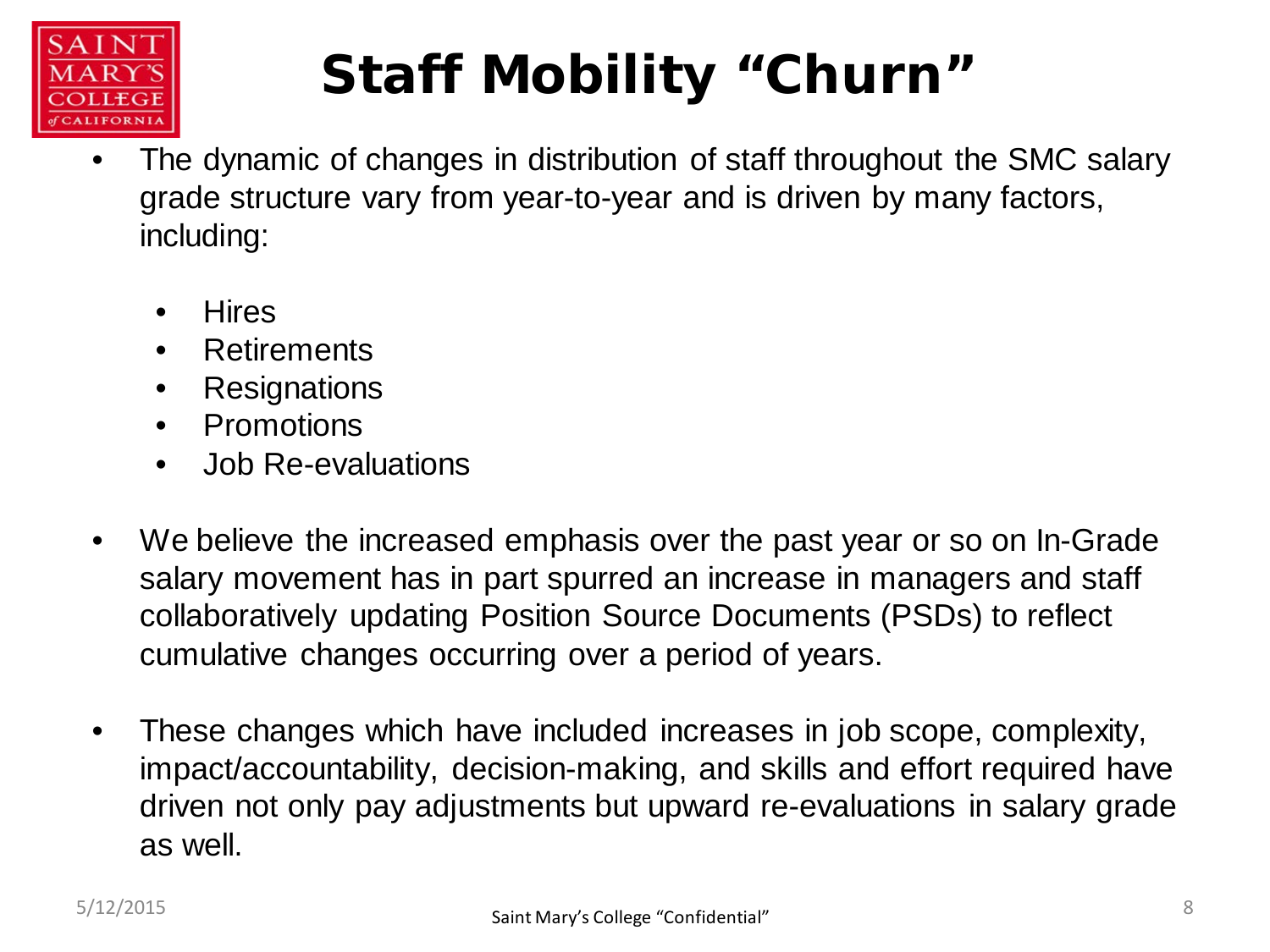# Staff Mobility "Churn"

- The dynamic of changes in distribution of staff throughout the SMC salary grade structure vary from year-to-year and is driven by many factors, including:
  - Hires
  - Retirements
  - Resignations
  - Promotions
  - Job Re-evaluations
- We believe the increased emphasis over the past year or so on In-Grade salary movement has in part spurred an increase in managers and staff collaboratively updating Position Source Documents (PSDs) to reflect cumulative changes occurring over a period of years.
- These changes which have included increases in job scope, complexity, impact/accountability, decision-making, and skills and effort required have driven not only pay adjustments but upward re-evaluations in salary grade as well.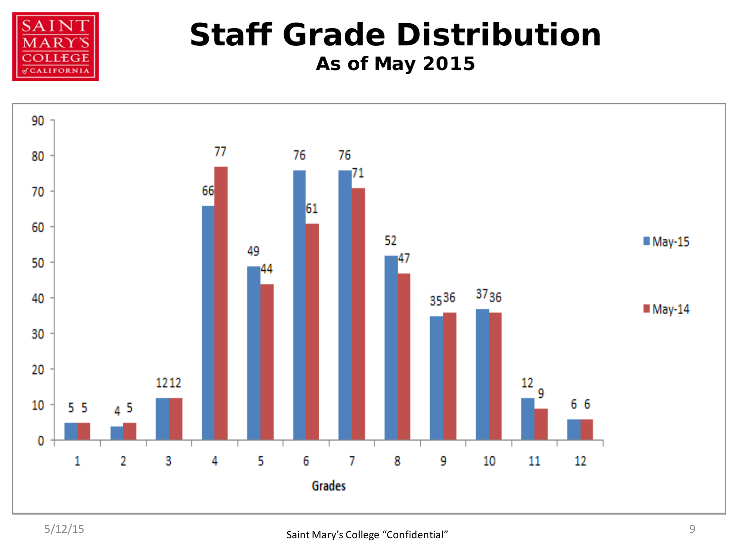# Staff Grade Distribution

**As of May 2015**

| Grades | May-15 | May-14 |
|---|---|---|
| 1 | 5 | 5 |
| 2 | 4 | 5 |
| 3 | 12 | 12 |
| 4 | 66 | 77 |
| 5 | 49 | 44 |
| 6 | 76 | 61 |
| 7 | 76 | 71 |
| 8 | 52 | 47 |
| 9 | 35 | 36 |
| 10 | 37 | 36 |
| 11 | 12 | 9 |
| 12 | 6 | 6 |

Saint Mary's College "Confidential"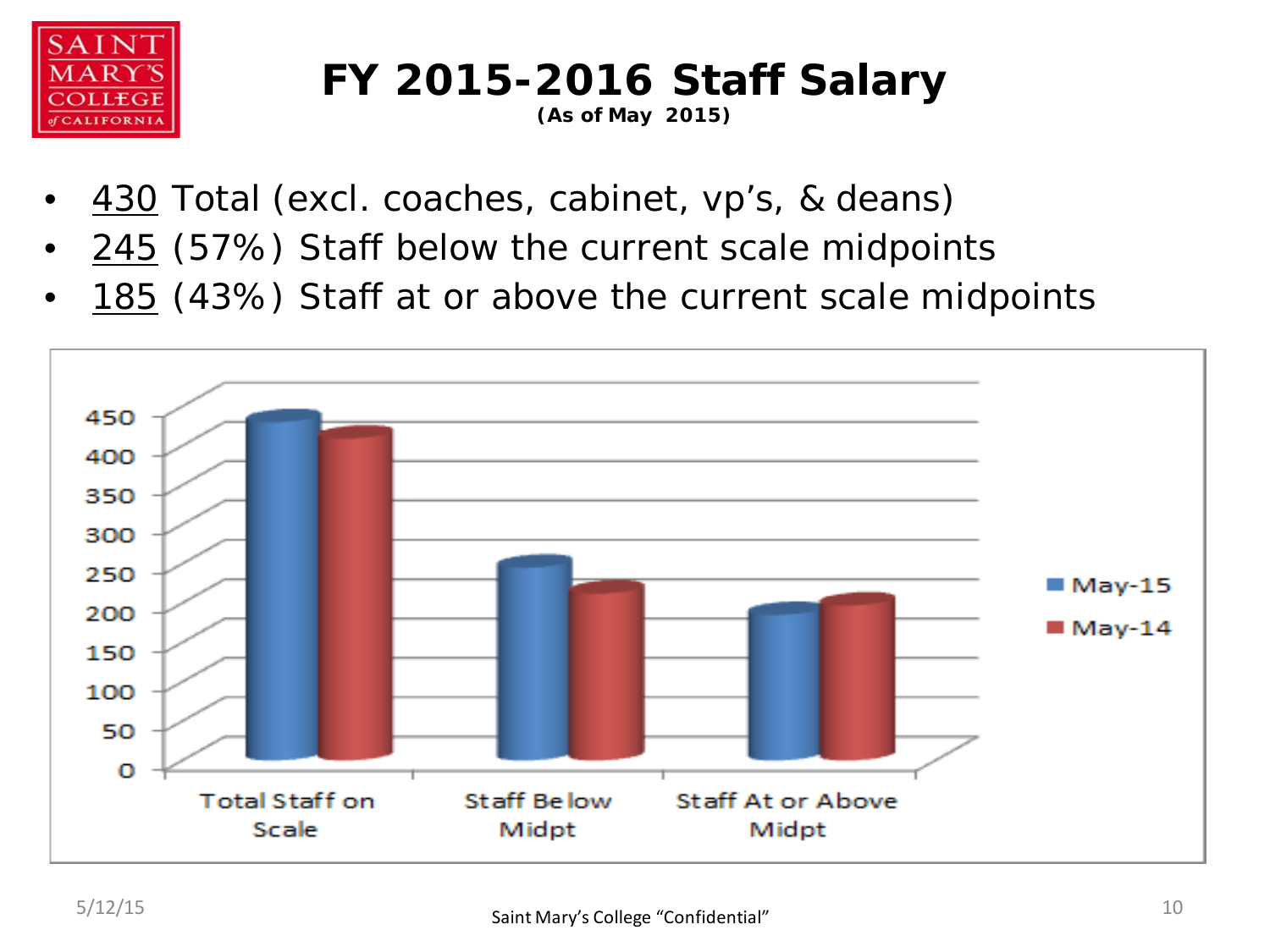# FY 2015-2016 Staff Salary

**(As of May 2015)**

- 430 Total (excl. coaches, cabinet, vp's, & deans)
- 245 (57%) Staff below the current scale midpoints
- 185 (43%) Staff at or above the current scale midpoints

Saint Mary's College "Confidential"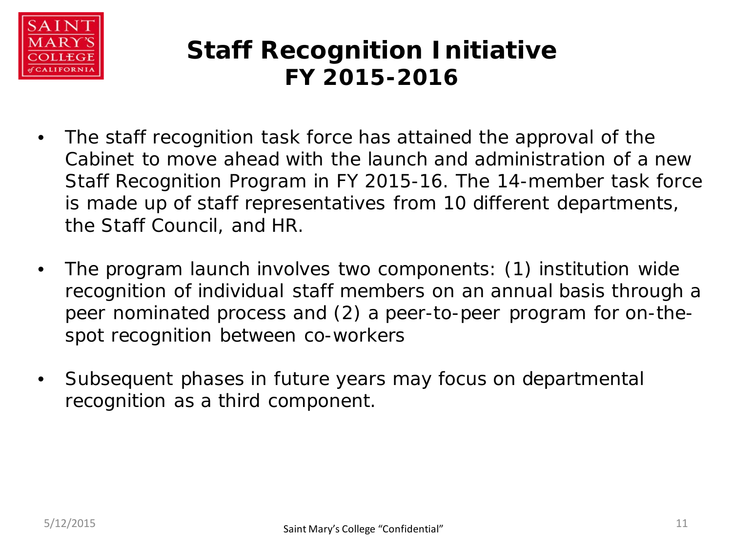# Staff Recognition Initiative FY 2015-2016

- The staff recognition task force has attained the approval of the Cabinet to move ahead with the launch and administration of a new Staff Recognition Program in FY 2015-16. The 14-member task force is made up of staff representatives from 10 different departments, the Staff Council, and HR.

- The program launch involves two components: (1) institution wide recognition of individual staff members on an annual basis through a peer nominated process and (2) a peer-to-peer program for on-the-spot recognition between co-workers

- Subsequent phases in future years may focus on departmental recognition as a third component.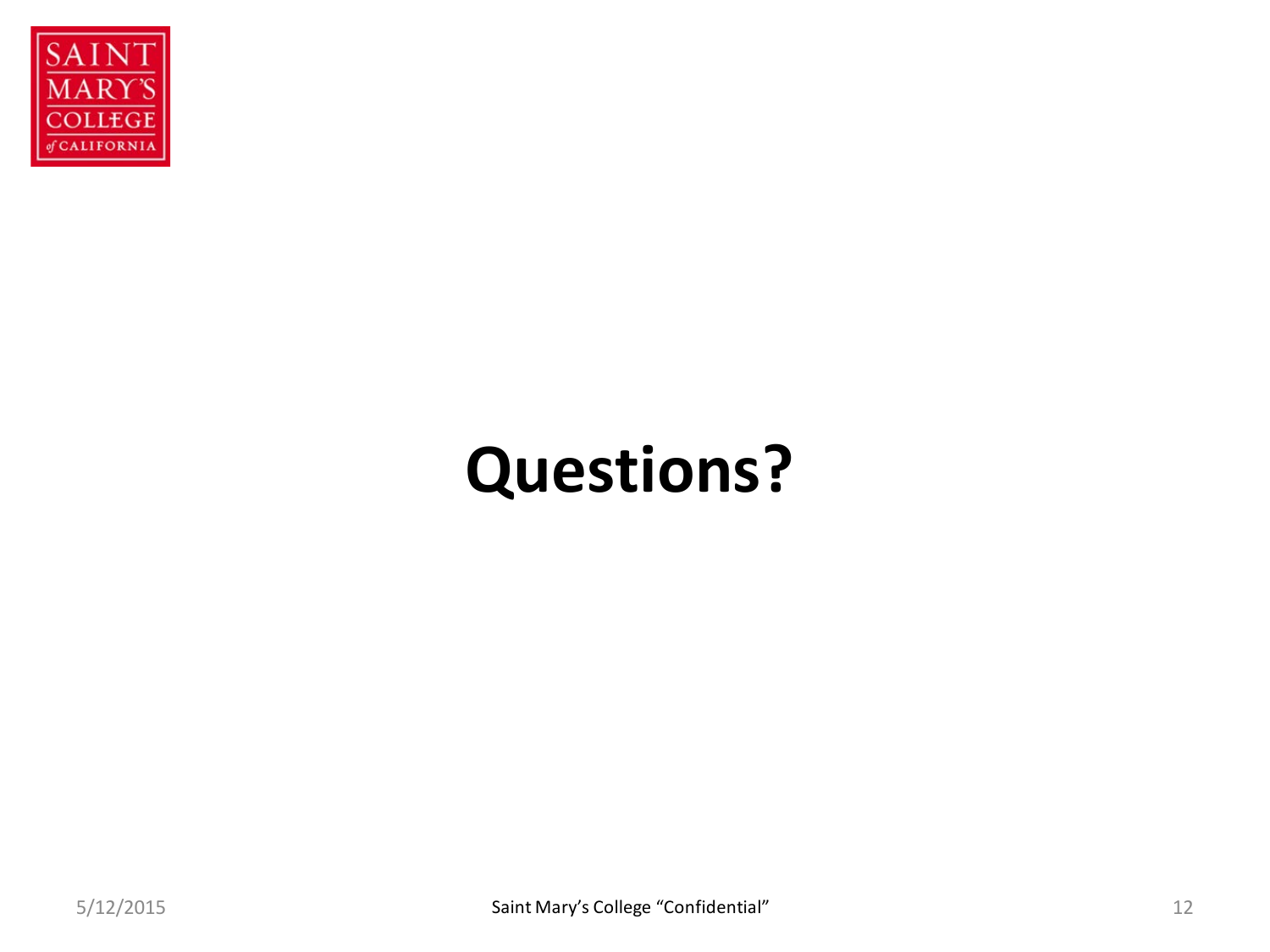# Questions?